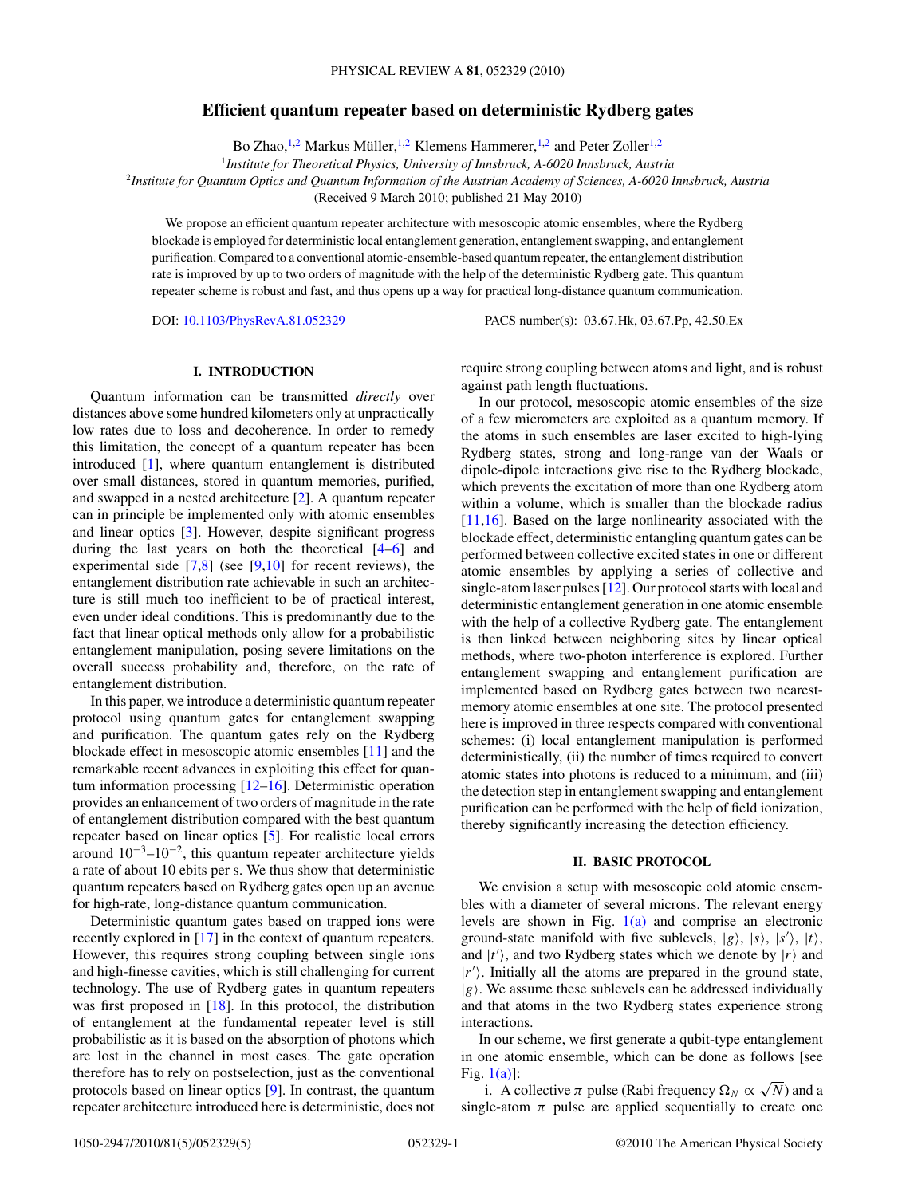# Efficient quantum repeater based on deterministic Rydberg gates

Bo Zhao,[1,2] Markus Müller,[1,2] Klemens Hammerer,[1,2] and Peter Zoller[1,2]

[1]*Institute for Theoretical Physics, University of Innsbruck, A-6020 Innsbruck, Austria*

[2]*Institute for Quantum Optics and Quantum Information of the Austrian Academy of Sciences, A-6020 Innsbruck, Austria*

(Received 9 March 2010; published 21 May 2010)

We propose an efficient quantum repeater architecture with mesoscopic atomic ensembles, where the Rydberg blockade is employed for deterministic local entanglement generation, entanglement swapping, and entanglement purification. Compared to a conventional atomic-ensemble-based quantum repeater, the entanglement distribution rate is improved by up to two orders of magnitude with the help of the deterministic Rydberg gate. This quantum repeater scheme is robust and fast, and thus opens up a way for practical long-distance quantum communication.

DOI: 10.1103/PhysRevA.81.052329 PACS number(s): 03.67.Hk, 03.67.Pp, 42.50.Ex

## I. INTRODUCTION

Quantum information can be transmitted *directly* over distances above some hundred kilometers only at unpractically low rates due to loss and decoherence. In order to remedy this limitation, the concept of a quantum repeater has been introduced [1], where quantum entanglement is distributed over small distances, stored in quantum memories, purified, and swapped in a nested architecture [2]. A quantum repeater can in principle be implemented only with atomic ensembles and linear optics [3]. However, despite significant progress during the last years on both the theoretical [4–6] and experimental side [7,8] (see [9,10] for recent reviews), the entanglement distribution rate achievable in such an architecture is still much too inefficient to be of practical interest, even under ideal conditions. This is predominantly due to the fact that linear optical methods only allow for a probabilistic entanglement manipulation, posing severe limitations on the overall success probability and, therefore, on the rate of entanglement distribution.

In this paper, we introduce a deterministic quantum repeater protocol using quantum gates for entanglement swapping and purification. The quantum gates rely on the Rydberg blockade effect in mesoscopic atomic ensembles [11] and the remarkable recent advances in exploiting this effect for quantum information processing [12–16]. Deterministic operation provides an enhancement of two orders of magnitude in the rate of entanglement distribution compared with the best quantum repeater based on linear optics [5]. For realistic local errors around $10^{-3}$–$10^{-2}$, this quantum repeater architecture yields a rate of about 10 ebits per s. We thus show that deterministic quantum repeaters based on Rydberg gates open up an avenue for high-rate, long-distance quantum communication.

Deterministic quantum gates based on trapped ions were recently explored in [17] in the context of quantum repeaters. However, this requires strong coupling between single ions and high-finesse cavities, which is still challenging for current technology. The use of Rydberg gates in quantum repeaters was first proposed in [18]. In this protocol, the distribution of entanglement at the fundamental repeater level is still probabilistic as it is based on the absorption of photons which are lost in the channel in most cases. The gate operation therefore has to rely on postselection, just as the conventional protocols based on linear optics [9]. In contrast, the quantum repeater architecture introduced here is deterministic, does not require strong coupling between atoms and light, and is robust against path length fluctuations.

In our protocol, mesoscopic atomic ensembles of the size of a few micrometers are exploited as a quantum memory. If the atoms in such ensembles are laser excited to high-lying Rydberg states, strong and long-range van der Waals or dipole-dipole interactions give rise to the Rydberg blockade, which prevents the excitation of more than one Rydberg atom within a volume, which is smaller than the blockade radius [11,16]. Based on the large nonlinearity associated with the blockade effect, deterministic entangling quantum gates can be performed between collective excited states in one or different atomic ensembles by applying a series of collective and single-atom laser pulses [12]. Our protocol starts with local and deterministic entanglement generation in one atomic ensemble with the help of a collective Rydberg gate. The entanglement is then linked between neighboring sites by linear optical methods, where two-photon interference is explored. Further entanglement swapping and entanglement purification are implemented based on Rydberg gates between two nearest-memory atomic ensembles at one site. The protocol presented here is improved in three respects compared with conventional schemes: (i) local entanglement manipulation is performed deterministically, (ii) the number of times required to convert atomic states into photons is reduced to a minimum, and (iii) the detection step in entanglement swapping and entanglement purification can be performed with the help of field ionization, thereby significantly increasing the detection efficiency.

## II. BASIC PROTOCOL

We envision a setup with mesoscopic cold atomic ensembles with a diameter of several microns. The relevant energy levels are shown in Fig. 1(a) and comprise an electronic ground-state manifold with five sublevels, $|g\rangle$, $|s\rangle$, $|s'\rangle$, $|t\rangle$, and $|t'\rangle$, and two Rydberg states which we denote by $|r\rangle$ and $|r'\rangle$. Initially all the atoms are prepared in the ground state, $|g\rangle$. We assume these sublevels can be addressed individually and that atoms in the two Rydberg states experience strong interactions.

In our scheme, we first generate a qubit-type entanglement in one atomic ensemble, which can be done as follows [see Fig. 1(a)]:

i. A collective $\pi$ pulse (Rabi frequency $\Omega_N \propto \sqrt{N}$) and a single-atom $\pi$ pulse are applied sequentially to create one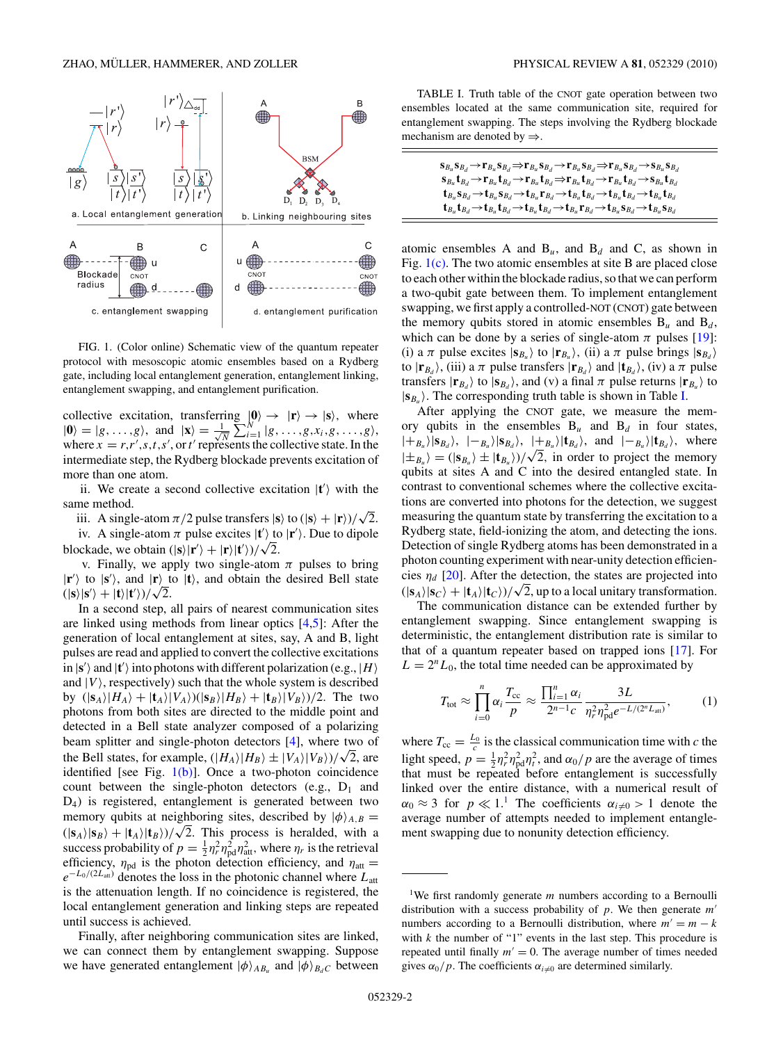FIG. 1. (Color online) Schematic view of the quantum repeater protocol with mesoscopic atomic ensembles based on a Rydberg gate, including local entanglement generation, entanglement linking, entanglement swapping, and entanglement purification.

collective excitation, transferring $|\mathbf{0}\rangle \to |\mathbf{r}\rangle \to |\mathbf{s}\rangle$, where $|\mathbf{0}\rangle = |g,\ldots,g\rangle$, and $|\mathbf{x}\rangle = \frac{1}{\sqrt{N}}\sum_{i=1}^{N}|g,\ldots,g,x_i,g,\ldots,g\rangle$, where $x = r,r',s,t,s'$, or $t'$ represents the collective state. In the intermediate step, the Rydberg blockade prevents excitation of more than one atom.

ii. We create a second collective excitation $|\mathbf{t}'\rangle$ with the same method.

iii. A single-atom $\pi/2$ pulse transfers $|\mathbf{s}\rangle$ to $(|\mathbf{s}\rangle + |\mathbf{r}\rangle)/\sqrt{2}$.

iv. A single-atom $\pi$ pulse excites $|\mathbf{t}'\rangle$ to $|\mathbf{r}'\rangle$. Due to dipole blockade, we obtain $(|\mathbf{s}\rangle|\mathbf{r}'\rangle + |\mathbf{r}\rangle|\mathbf{t}'\rangle)/\sqrt{2}$.

v. Finally, we apply two single-atom $\pi$ pulses to bring $|\mathbf{r}'\rangle$ to $|\mathbf{s}'\rangle$, and $|\mathbf{r}\rangle$ to $|\mathbf{t}\rangle$, and obtain the desired Bell state $(|\mathbf{s}\rangle|\mathbf{s}'\rangle + |\mathbf{t}\rangle|\mathbf{t}'\rangle)/\sqrt{2}$.

In a second step, all pairs of nearest communication sites are linked using methods from linear optics [4,5]: After the generation of local entanglement at sites, say, A and B, light pulses are read and applied to convert the collective excitations in $|\mathbf{s}'\rangle$ and $|\mathbf{t}'\rangle$ into photons with different polarization (e.g., $|H\rangle$ and $|V\rangle$, respectively) such that the whole system is described by $(|\mathbf{s}_A\rangle|H_A\rangle + |\mathbf{t}_A\rangle|V_A\rangle)(|\mathbf{s}_B\rangle|H_B\rangle + |\mathbf{t}_B\rangle|V_B\rangle)/2$. The two photons from both sites are directed to the middle point and detected in a Bell state analyzer composed of a polarizing beam splitter and single-photon detectors [4], where two of the Bell states, for example, $(|H_A\rangle|H_B\rangle \pm |V_A\rangle|V_B\rangle)/\sqrt{2}$, are identified [see Fig. 1(b)]. Once a two-photon coincidence count between the single-photon detectors (e.g., $D_1$ and $D_4$) is registered, entanglement is generated between two memory qubits at neighboring sites, described by $|\phi\rangle_{A,B} = (|\mathbf{s}_A\rangle|\mathbf{s}_B\rangle + |\mathbf{t}_A\rangle|\mathbf{t}_B\rangle)/\sqrt{2}$. This process is heralded, with a success probability of $p = \frac{1}{2}\eta_r^2\eta_{\rm pd}^2\eta_{\rm att}^2$, where $\eta_r$ is the retrieval efficiency, $\eta_{\rm pd}$ is the photon detection efficiency, and $\eta_{\rm att} = e^{-L_0/(2L_{\rm att})}$ denotes the loss in the photonic channel where $L_{\rm att}$ is the attenuation length. If no coincidence is registered, the local entanglement generation and linking steps are repeated until success is achieved.

Finally, after neighboring communication sites are linked, we can connect them by entanglement swapping. Suppose we have generated entanglement $|\phi\rangle_{AB_u}$ and $|\phi\rangle_{B_dC}$ between atomic ensembles A and $B_u$, and $B_d$ and C, as shown in Fig. 1(c). The two atomic ensembles at site B are placed close to each other within the blockade radius, so that we can perform a two-qubit gate between them. To implement entanglement swapping, we first apply a controlled-NOT (CNOT) gate between the memory qubits stored in atomic ensembles $B_u$ and $B_d$, which can be done by a series of single-atom $\pi$ pulses [19]: (i) a $\pi$ pulse excites $|\mathbf{s}_{B_u}\rangle$ to $|\mathbf{r}_{B_u}\rangle$, (ii) a $\pi$ pulse brings $|\mathbf{s}_{B_d}\rangle$ to $|\mathbf{r}_{B_d}\rangle$, (iii) a $\pi$ pulse transfers $|\mathbf{r}_{B_d}\rangle$ and $|\mathbf{t}_{B_d}\rangle$, (iv) a $\pi$ pulse transfers $|\mathbf{r}_{B_d}\rangle$ to $|\mathbf{s}_{B_d}\rangle$, and (v) a final $\pi$ pulse returns $|\mathbf{r}_{B_u}\rangle$ to $|\mathbf{s}_{B_u}\rangle$. The corresponding truth table is shown in Table I.

TABLE I. Truth table of the CNOT gate operation between two ensembles located at the same communication site, required for entanglement swapping. The steps involving the Rydberg blockade mechanism are denoted by $\Rightarrow$.

| |
|---|
| $\mathbf{s}_{B_u}\mathbf{s}_{B_d} \to \mathbf{r}_{B_u}\mathbf{s}_{B_d} \Rightarrow \mathbf{r}_{B_u}\mathbf{s}_{B_d} \to \mathbf{r}_{B_u}\mathbf{s}_{B_d} \Rightarrow \mathbf{r}_{B_u}\mathbf{s}_{B_d} \to \mathbf{s}_{B_u}\mathbf{s}_{B_d}$ |
| $\mathbf{s}_{B_u}\mathbf{t}_{B_d} \to \mathbf{r}_{B_u}\mathbf{t}_{B_d} \to \mathbf{r}_{B_u}\mathbf{t}_{B_d} \Rightarrow \mathbf{r}_{B_u}\mathbf{t}_{B_d} \to \mathbf{r}_{B_u}\mathbf{t}_{B_d} \to \mathbf{s}_{B_u}\mathbf{t}_{B_d}$ |
| $\mathbf{t}_{B_u}\mathbf{s}_{B_d} \to \mathbf{t}_{B_u}\mathbf{s}_{B_d} \to \mathbf{t}_{B_u}\mathbf{r}_{B_d} \to \mathbf{t}_{B_u}\mathbf{t}_{B_d} \to \mathbf{t}_{B_u}\mathbf{t}_{B_d} \to \mathbf{t}_{B_u}\mathbf{t}_{B_d}$ |
| $\mathbf{t}_{B_u}\mathbf{t}_{B_d} \to \mathbf{t}_{B_u}\mathbf{t}_{B_d} \to \mathbf{t}_{B_u}\mathbf{t}_{B_d} \to \mathbf{t}_{B_u}\mathbf{r}_{B_d} \to \mathbf{t}_{B_u}\mathbf{s}_{B_d} \to \mathbf{t}_{B_u}\mathbf{s}_{B_d}$ |

After applying the CNOT gate, we measure the memory qubits in the ensembles $B_u$ and $B_d$ in four states, $|+_{B_u}\rangle|\mathbf{s}_{B_d}\rangle$, $|-_{B_u}\rangle|\mathbf{s}_{B_d}\rangle$, $|+_{B_u}\rangle|\mathbf{t}_{B_d}\rangle$, and $|-_{B_u}\rangle|\mathbf{t}_{B_d}\rangle$, where $|\pm_{B_u}\rangle = (|\mathbf{s}_{B_u}\rangle \pm |\mathbf{t}_{B_u}\rangle)/\sqrt{2}$, in order to project the memory qubits at sites A and C into the desired entangled state. In contrast to conventional schemes where the collective excitations are converted into photons for the detection, we suggest measuring the quantum state by transferring the excitation to a Rydberg state, field-ionizing the atom, and detecting the ions. Detection of single Rydberg atoms has been demonstrated in a photon counting experiment with near-unity detection efficiencies $\eta_d$ [20]. After the detection, the states are projected into $(|\mathbf{s}_A\rangle|\mathbf{s}_C\rangle + |\mathbf{t}_A\rangle|\mathbf{t}_C\rangle)/\sqrt{2}$, up to a local unitary transformation.

The communication distance can be extended further by entanglement swapping. Since entanglement swapping is deterministic, the entanglement distribution rate is similar to that of a quantum repeater based on trapped ions [17]. For $L = 2^n L_0$, the total time needed can be approximated by

$$T_{\rm tot} \approx \prod_{i=0}^{n}\alpha_i \frac{T_{\rm cc}}{p} \approx \frac{\prod_{i=1}^{n}\alpha_i}{2^{n-1}c}\,\frac{3L}{\eta_r^2\eta_{\rm pd}^2 e^{-L/(2^n L_{\rm att})}}, \tag{1}$$

where $T_{\rm cc} = \frac{L_0}{c}$ is the classical communication time with $c$ the light speed, $p = \frac{1}{2}\eta_r^2\eta_{\rm pd}^2\eta_r^2$, and $\alpha_0/p$ are the average of times that must be repeated before entanglement is successfully linked over the entire distance, with a numerical result of $\alpha_0 \approx 3$ for $p \ll 1$.[1] The coefficients $\alpha_{i\neq 0} > 1$ denote the average number of attempts needed to implement entanglement swapping due to nonunity detection efficiency.

---

[1]We first randomly generate $m$ numbers according to a Bernoulli distribution with a success probability of $p$. We then generate $m'$ numbers according to a Bernoulli distribution, where $m' = m - k$ with $k$ the number of "1" events in the last step. This procedure is repeated until finally $m' = 0$. The average number of times needed gives $\alpha_0/p$. The coefficients $\alpha_{i\neq 0}$ are determined similarly.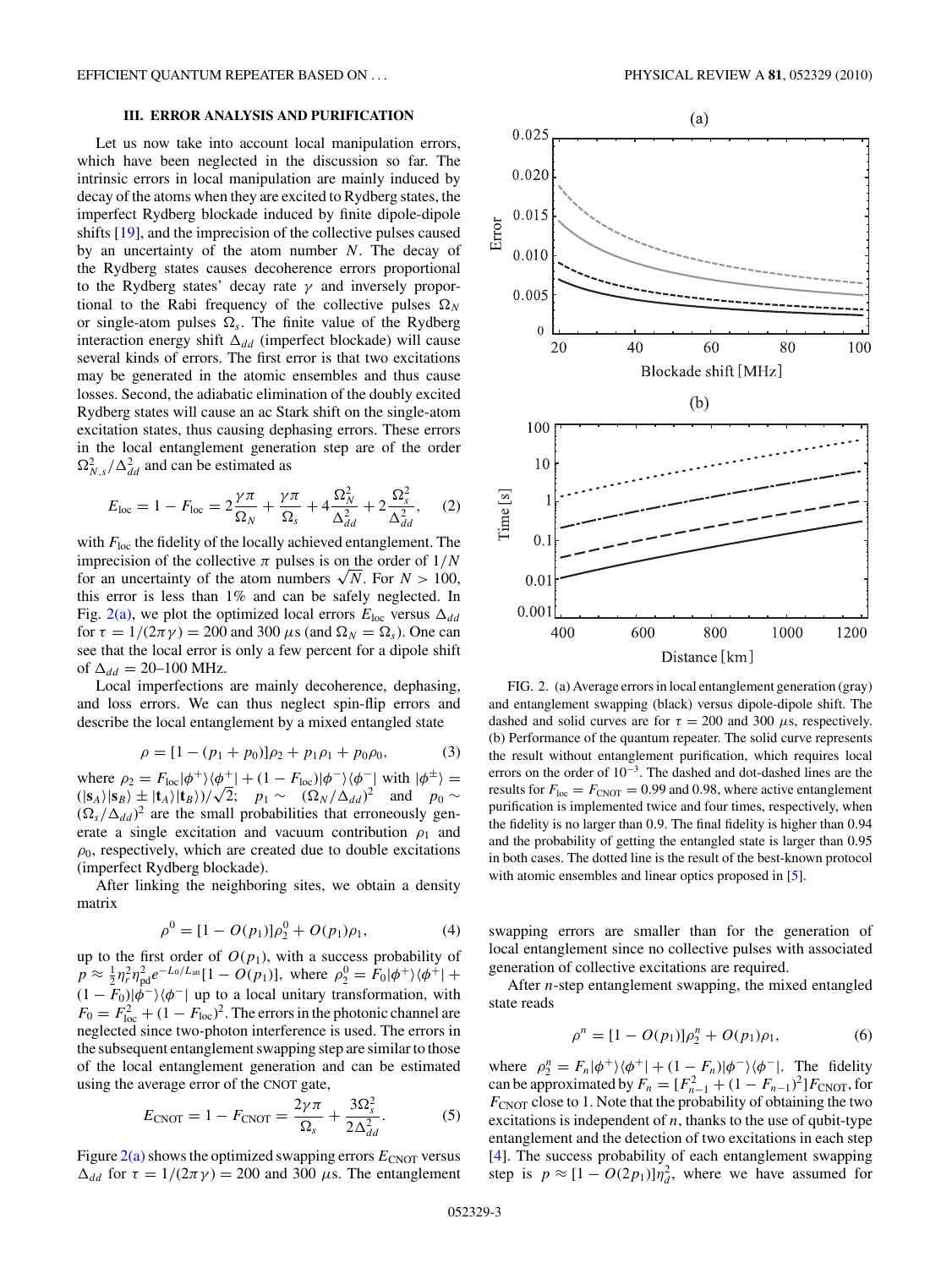### III. ERROR ANALYSIS AND PURIFICATION

Let us now take into account local manipulation errors, which have been neglected in the discussion so far. The intrinsic errors in local manipulation are mainly induced by decay of the atoms when they are excited to Rydberg states, the imperfect Rydberg blockade induced by finite dipole-dipole shifts [19], and the imprecision of the collective pulses caused by an uncertainty of the atom number $N$. The decay of the Rydberg states causes decoherence errors proportional to the Rydberg states' decay rate $\gamma$ and inversely proportional to the Rabi frequency of the collective pulses $\Omega_N$ or single-atom pulses $\Omega_s$. The finite value of the Rydberg interaction energy shift $\Delta_{dd}$ (imperfect blockade) will cause several kinds of errors. The first error is that two excitations may be generated in the atomic ensembles and thus cause losses. Second, the adiabatic elimination of the doubly excited Rydberg states will cause an ac Stark shift on the single-atom excitation states, thus causing dephasing errors. These errors in the local entanglement generation step are of the order $\Omega_{N,s}^2/\Delta_{dd}^2$ and can be estimated as

$$E_{\rm loc} = 1 - F_{\rm loc} = 2\frac{\gamma\pi}{\Omega_N} + \frac{\gamma\pi}{\Omega_s} + 4\frac{\Omega_N^2}{\Delta_{dd}^2} + 2\frac{\Omega_s^2}{\Delta_{dd}^2}, \quad (2)$$

with $F_{\rm loc}$ the fidelity of the locally achieved entanglement. The imprecision of the collective $\pi$ pulses is on the order of $1/N$ for an uncertainty of the atom numbers $\sqrt{N}$. For $N > 100$, this error is less than 1% and can be safely neglected. In Fig. 2(a), we plot the optimized local errors $E_{\rm loc}$ versus $\Delta_{dd}$ for $\tau = 1/(2\pi\gamma) = 200$ and 300 $\mu$s (and $\Omega_N = \Omega_s$). One can see that the local error is only a few percent for a dipole shift of $\Delta_{dd} = 20$–100 MHz.

Local imperfections are mainly decoherence, dephasing, and loss errors. We can thus neglect spin-flip errors and describe the local entanglement by a mixed entangled state

$$\rho = [1 - (p_1 + p_0)]\rho_2 + p_1\rho_1 + p_0\rho_0, \quad (3)$$

where $\rho_2 = F_{\rm loc}|\phi^+\rangle\langle\phi^+| + (1 - F_{\rm loc})|\phi^-\rangle\langle\phi^-|$ with $|\phi^\pm\rangle = (|\mathbf{s}_A\rangle|\mathbf{s}_B\rangle \pm |\mathbf{t}_A\rangle|\mathbf{t}_B\rangle)/\sqrt{2}$; $p_1 \sim (\Omega_N/\Delta_{dd})^2$ and $p_0 \sim (\Omega_s/\Delta_{dd})^2$ are the small probabilities that erroneously generate a single excitation and vacuum contribution $\rho_1$ and $\rho_0$, respectively, which are created due to double excitations (imperfect Rydberg blockade).

After linking the neighboring sites, we obtain a density matrix

$$\rho^0 = [1 - O(p_1)]\rho_2^0 + O(p_1)\rho_1, \quad (4)$$

up to the first order of $O(p_1)$, with a success probability of $p \approx \frac{1}{2}\eta_r^2\eta_{\rm pd}^2 e^{-L_0/L_{\rm att}}[1 - O(p_1)]$, where $\rho_2^0 = F_0|\phi^+\rangle\langle\phi^+| + (1 - F_0)|\phi^-\rangle\langle\phi^-|$ up to a local unitary transformation, with $F_0 = F_{\rm loc}^2 + (1 - F_{\rm loc})^2$. The errors in the photonic channel are neglected since two-photon interference is used. The errors in the subsequent entanglement swapping step are similar to those of the local entanglement generation and can be estimated using the average error of the CNOT gate,

$$E_{\rm CNOT} = 1 - F_{\rm CNOT} = \frac{2\gamma\pi}{\Omega_s} + \frac{3\Omega_s^2}{2\Delta_{dd}^2}. \quad (5)$$

Figure 2(a) shows the optimized swapping errors $E_{\rm CNOT}$ versus $\Delta_{dd}$ for $\tau = 1/(2\pi\gamma) = 200$ and 300 $\mu$s. The entanglement swapping errors are smaller than for the generation of local entanglement since no collective pulses with associated generation of collective excitations are required.

FIG. 2. (a) Average errors in local entanglement generation (gray) and entanglement swapping (black) versus dipole-dipole shift. The dashed and solid curves are for $\tau = 200$ and 300 $\mu$s, respectively. (b) Performance of the quantum repeater. The solid curve represents the result without entanglement purification, which requires local errors on the order of $10^{-3}$. The dashed and dot-dashed lines are the results for $F_{\rm loc} = F_{\rm CNOT} = 0.99$ and 0.98, where active entanglement purification is implemented twice and four times, respectively, when the fidelity is no larger than 0.9. The final fidelity is higher than 0.94 and the probability of getting the entangled state is larger than 0.95 in both cases. The dotted line is the result of the best-known protocol with atomic ensembles and linear optics proposed in [5].

After $n$-step entanglement swapping, the mixed entangled state reads

$$\rho^n = [1 - O(p_1)]\rho_2^n + O(p_1)\rho_1, \quad (6)$$

where $\rho_2^n = F_n|\phi^+\rangle\langle\phi^+| + (1 - F_n)|\phi^-\rangle\langle\phi^-|$. The fidelity can be approximated by $F_n = [F_{n-1}^2 + (1 - F_{n-1})^2]F_{\rm CNOT}$, for $F_{\rm CNOT}$ close to 1. Note that the probability of obtaining the two excitations is independent of $n$, thanks to the use of qubit-type entanglement and the detection of two excitations in each step [4]. The success probability of each entanglement swapping step is $p \approx [1 - O(2p_1)]\eta_d^2$, where we have assumed for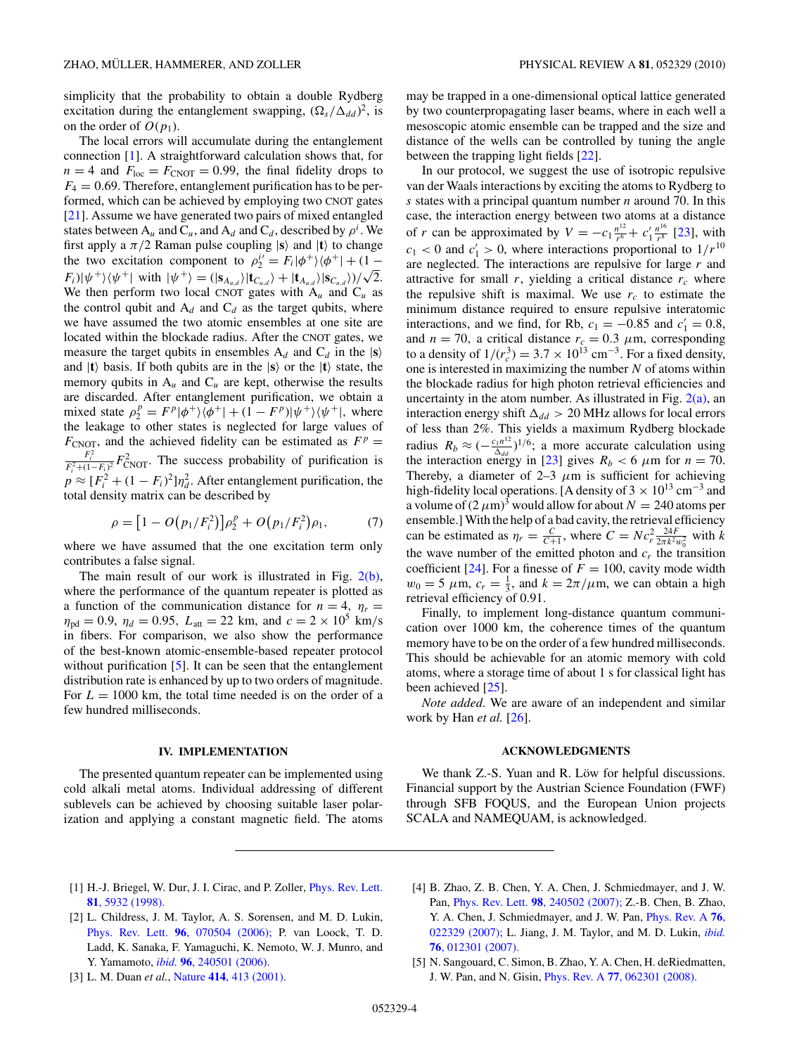simplicity that the probability to obtain a double Rydberg excitation during the entanglement swapping, $(\Omega_s/\Delta_{dd})^2$, is on the order of $O(p_1)$.

The local errors will accumulate during the entanglement connection [1]. A straightforward calculation shows that, for $n = 4$ and $F_{\rm loc} = F_{\rm CNOT} = 0.99$, the final fidelity drops to $F_4 = 0.69$. Therefore, entanglement purification has to be performed, which can be achieved by employing two CNOT gates [21]. Assume we have generated two pairs of mixed entangled states between $A_u$ and $C_u$, and $A_d$ and $C_d$, described by $\rho^i$. We first apply a $\pi/2$ Raman pulse coupling $|\mathbf{s}\rangle$ and $|\mathbf{t}\rangle$ to change the two excitation component to $\rho_2^{i\prime} = F_i|\phi^+\rangle\langle\phi^+| + (1 - F_i)|\psi^+\rangle\langle\psi^+|$ with $|\psi^+\rangle = (|\mathbf{s}_{A_{u,d}}\rangle|\mathbf{t}_{C_{u,d}}\rangle + |\mathbf{t}_{A_{u,d}}\rangle|\mathbf{s}_{C_{u,d}}\rangle)/\sqrt{2}$. We then perform two local CNOT gates with $A_u$ and $C_u$ as the control qubit and $A_d$ and $C_d$ as the target qubits, where we have assumed the two atomic ensembles at one site are located within the blockade radius. After the CNOT gates, we measure the target qubits in ensembles $A_d$ and $C_d$ in the $|\mathbf{s}\rangle$ and $|\mathbf{t}\rangle$ basis. If both qubits are in the $|\mathbf{s}\rangle$ or the $|\mathbf{t}\rangle$ state, the memory qubits in $A_u$ and $C_u$ are kept, otherwise the results are discarded. After entanglement purification, we obtain a mixed state $\rho_2^p = F^p|\phi^+\rangle\langle\phi^+| + (1 - F^p)|\psi^+\rangle\langle\psi^+|$, where the leakage to other states is neglected for large values of $F_{\rm CNOT}$, and the achieved fidelity can be estimated as $F^p = \frac{F_i^2}{F_i^2 + (1-F_i)^2}F_{\rm CNOT}^2$. The success probability of purification is $p \approx [F_i^2 + (1 - F_i)^2]\eta_d^2$. After entanglement purification, the total density matrix can be described by

$$\rho = \left[1 - O\left(p_1/F_i^2\right)\right]\rho_2^p + O\left(p_1/F_i^2\right)\rho_1, \tag{7}$$

where we have assumed that the one excitation term only contributes a false signal.

The main result of our work is illustrated in Fig. 2(b), where the performance of the quantum repeater is plotted as a function of the communication distance for $n = 4$, $\eta_r = \eta_{\rm pd} = 0.9$, $\eta_d = 0.95$, $L_{\rm att} = 22$ km, and $c = 2 \times 10^5$ km/s in fibers. For comparison, we also show the performance of the best-known atomic-ensemble-based repeater protocol without purification [5]. It can be seen that the entanglement distribution rate is enhanced by up to two orders of magnitude. For $L = 1000$ km, the total time needed is on the order of a few hundred milliseconds.

## IV. IMPLEMENTATION

The presented quantum repeater can be implemented using cold alkali metal atoms. Individual addressing of different sublevels can be achieved by choosing suitable laser polarization and applying a constant magnetic field. The atoms may be trapped in a one-dimensional optical lattice generated by two counterpropagating laser beams, where in each well a mesoscopic atomic ensemble can be trapped and the size and distance of the wells can be controlled by tuning the angle between the trapping light fields [22].

In our protocol, we suggest the use of isotropic repulsive van der Waals interactions by exciting the atoms to Rydberg to $s$ states with a principal quantum number $n$ around 70. In this case, the interaction energy between two atoms at a distance of $r$ can be approximated by $V = -c_1\frac{n^{12}}{r^6} + c_1'\frac{n^{16}}{r^8}$ [23], with $c_1 < 0$ and $c_1' > 0$, where interactions proportional to $1/r^{10}$ are neglected. The interactions are repulsive for large $r$ and attractive for small $r$, yielding a critical distance $r_c$ where the repulsive shift is maximal. We use $r_c$ to estimate the minimum distance required to ensure repulsive interatomic interactions, and we find, for Rb, $c_1 = -0.85$ and $c_1' = 0.8$, and $n = 70$, a critical distance $r_c = 0.3$ $\mu$m, corresponding to a density of $1/(r_c^3) = 3.7 \times 10^{13}$ cm$^{-3}$. For a fixed density, one is interested in maximizing the number $N$ of atoms within the blockade radius for high photon retrieval efficiencies and uncertainty in the atom number. As illustrated in Fig. 2(a), an interaction energy shift $\Delta_{dd} > 20$ MHz allows for local errors of less than 2%. This yields a maximum Rydberg blockade radius $R_b \approx (-\frac{c_1 n^{12}}{\Delta_{dd}})^{1/6}$; a more accurate calculation using the interaction energy in [23] gives $R_b < 6$ $\mu$m for $n = 70$. Thereby, a diameter of 2–3 $\mu$m is sufficient for achieving high-fidelity local operations. [A density of $3 \times 10^{13}$ cm$^{-3}$ and a volume of $(2\,\mu\text{m})^3$ would allow for about $N = 240$ atoms per ensemble.] With the help of a bad cavity, the retrieval efficiency can be estimated as $\eta_r = \frac{C}{C+1}$, where $C = Nc_r^2\frac{24F}{2\pi k^2 w_0^2}$ with $k$ the wave number of the emitted photon and $c_r$ the transition coefficient [24]. For a finesse of $F = 100$, cavity mode width $w_0 = 5$ $\mu$m, $c_r = \frac{1}{3}$, and $k = 2\pi/\mu$m, we can obtain a high retrieval efficiency of 0.91.

Finally, to implement long-distance quantum communication over 1000 km, the coherence times of the quantum memory have to be on the order of a few hundred milliseconds. This should be achievable for an atomic memory with cold atoms, where a storage time of about 1 s for classical light has been achieved [25].

*Note added.* We are aware of an independent and similar work by Han *et al.* [26].

## ACKNOWLEDGMENTS

We thank Z.-S. Yuan and R. Löw for helpful discussions. Financial support by the Austrian Science Foundation (FWF) through SFB FOQUS, and the European Union projects SCALA and NAMEQUAM, is acknowledged.

---

[1] H.-J. Briegel, W. Dur, J. I. Cirac, and P. Zoller, Phys. Rev. Lett. **81**, 5932 (1998).

[2] L. Childress, J. M. Taylor, A. S. Sorensen, and M. D. Lukin, Phys. Rev. Lett. **96**, 070504 (2006); P. van Loock, T. D. Ladd, K. Sanaka, F. Yamaguchi, K. Nemoto, W. J. Munro, and Y. Yamamoto, *ibid.* **96**, 240501 (2006).

[3] L. M. Duan *et al.*, Nature **414**, 413 (2001).

[4] B. Zhao, Z. B. Chen, Y. A. Chen, J. Schmiedmayer, and J. W. Pan, Phys. Rev. Lett. **98**, 240502 (2007); Z.-B. Chen, B. Zhao, Y. A. Chen, J. Schmiedmayer, and J. W. Pan, Phys. Rev. A **76**, 022329 (2007); L. Jiang, J. M. Taylor, and M. D. Lukin, *ibid.* **76**, 012301 (2007).

[5] N. Sangouard, C. Simon, B. Zhao, Y. A. Chen, H. deRiedmatten, J. W. Pan, and N. Gisin, Phys. Rev. A **77**, 062301 (2008).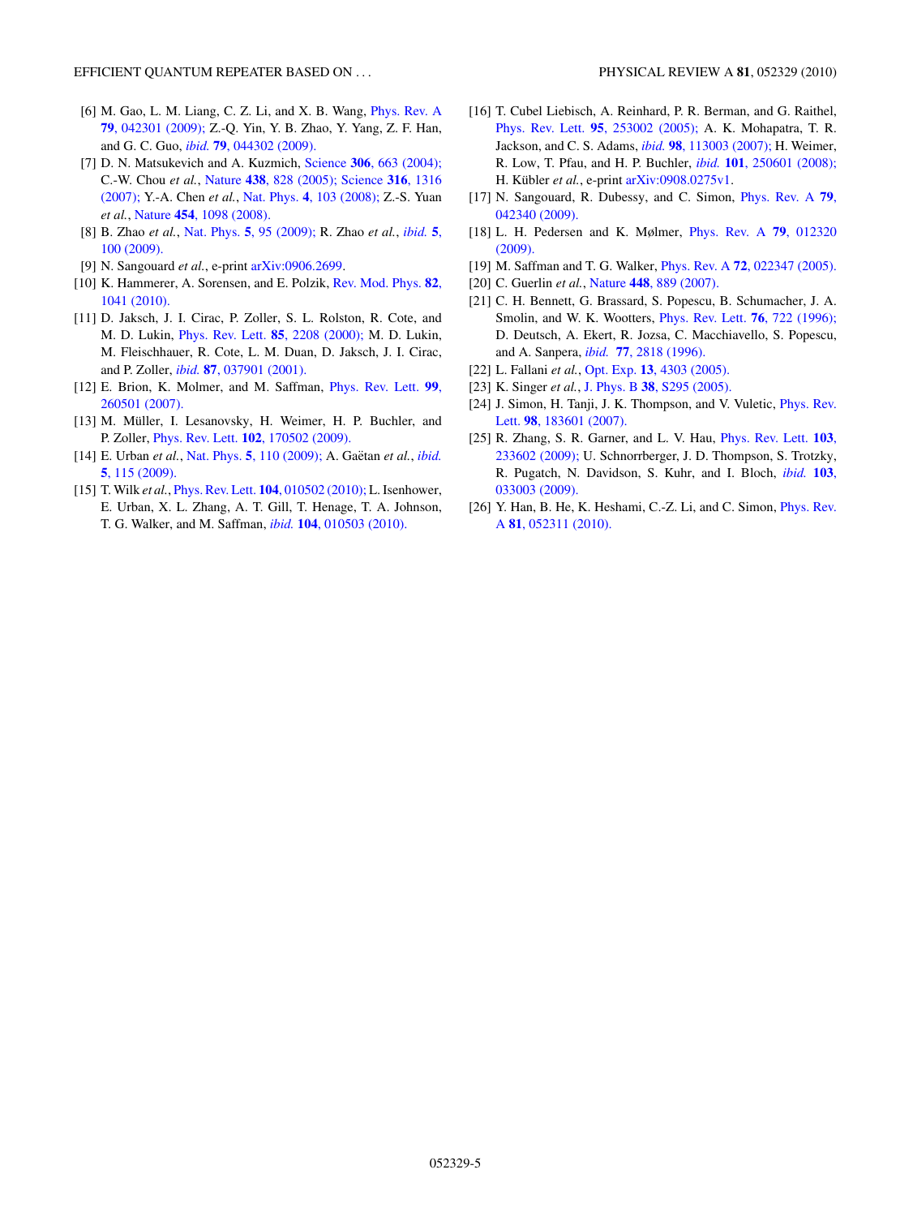[6] M. Gao, L. M. Liang, C. Z. Li, and X. B. Wang, Phys. Rev. A **79**, 042301 (2009); Z.-Q. Yin, Y. B. Zhao, Y. Yang, Z. F. Han, and G. C. Guo, *ibid.* **79**, 044302 (2009).

[7] D. N. Matsukevich and A. Kuzmich, Science **306**, 663 (2004); C.-W. Chou *et al.*, Nature **438**, 828 (2005); Science **316**, 1316 (2007); Y.-A. Chen *et al.*, Nat. Phys. **4**, 103 (2008); Z.-S. Yuan *et al.*, Nature **454**, 1098 (2008).

[8] B. Zhao *et al.*, Nat. Phys. **5**, 95 (2009); R. Zhao *et al.*, *ibid.* **5**, 100 (2009).

[9] N. Sangouard *et al.*, e-print arXiv:0906.2699.

[10] K. Hammerer, A. Sorensen, and E. Polzik, Rev. Mod. Phys. **82**, 1041 (2010).

[11] D. Jaksch, J. I. Cirac, P. Zoller, S. L. Rolston, R. Cote, and M. D. Lukin, Phys. Rev. Lett. **85**, 2208 (2000); M. D. Lukin, M. Fleischhauer, R. Cote, L. M. Duan, D. Jaksch, J. I. Cirac, and P. Zoller, *ibid.* **87**, 037901 (2001).

[12] E. Brion, K. Molmer, and M. Saffman, Phys. Rev. Lett. **99**, 260501 (2007).

[13] M. Müller, I. Lesanovsky, H. Weimer, H. P. Buchler, and P. Zoller, Phys. Rev. Lett. **102**, 170502 (2009).

[14] E. Urban *et al.*, Nat. Phys. **5**, 110 (2009); A. Gaëtan *et al.*, *ibid.* **5**, 115 (2009).

[15] T. Wilk *et al.*, Phys. Rev. Lett. **104**, 010502 (2010); L. Isenhower, E. Urban, X. L. Zhang, A. T. Gill, T. Henage, T. A. Johnson, T. G. Walker, and M. Saffman, *ibid.* **104**, 010503 (2010).

[16] T. Cubel Liebisch, A. Reinhard, P. R. Berman, and G. Raithel, Phys. Rev. Lett. **95**, 253002 (2005); A. K. Mohapatra, T. R. Jackson, and C. S. Adams, *ibid.* **98**, 113003 (2007); H. Weimer, R. Low, T. Pfau, and H. P. Buchler, *ibid.* **101**, 250601 (2008); H. Kübler *et al.*, e-print arXiv:0908.0275v1.

[17] N. Sangouard, R. Dubessy, and C. Simon, Phys. Rev. A **79**, 042340 (2009).

[18] L. H. Pedersen and K. Mølmer, Phys. Rev. A **79**, 012320 (2009).

[19] M. Saffman and T. G. Walker, Phys. Rev. A **72**, 022347 (2005).

[20] C. Guerlin *et al.*, Nature **448**, 889 (2007).

[21] C. H. Bennett, G. Brassard, S. Popescu, B. Schumacher, J. A. Smolin, and W. K. Wootters, Phys. Rev. Lett. **76**, 722 (1996); D. Deutsch, A. Ekert, R. Jozsa, C. Macchiavello, S. Popescu, and A. Sanpera, *ibid.* **77**, 2818 (1996).

[22] L. Fallani *et al.*, Opt. Exp. **13**, 4303 (2005).

[23] K. Singer *et al.*, J. Phys. B **38**, S295 (2005).

[24] J. Simon, H. Tanji, J. K. Thompson, and V. Vuletic, Phys. Rev. Lett. **98**, 183601 (2007).

[25] R. Zhang, S. R. Garner, and L. V. Hau, Phys. Rev. Lett. **103**, 233602 (2009); U. Schnorrberger, J. D. Thompson, S. Trotzky, R. Pugatch, N. Davidson, S. Kuhr, and I. Bloch, *ibid.* **103**, 033003 (2009).

[26] Y. Han, B. He, K. Heshami, C.-Z. Li, and C. Simon, Phys. Rev. A **81**, 052311 (2010).